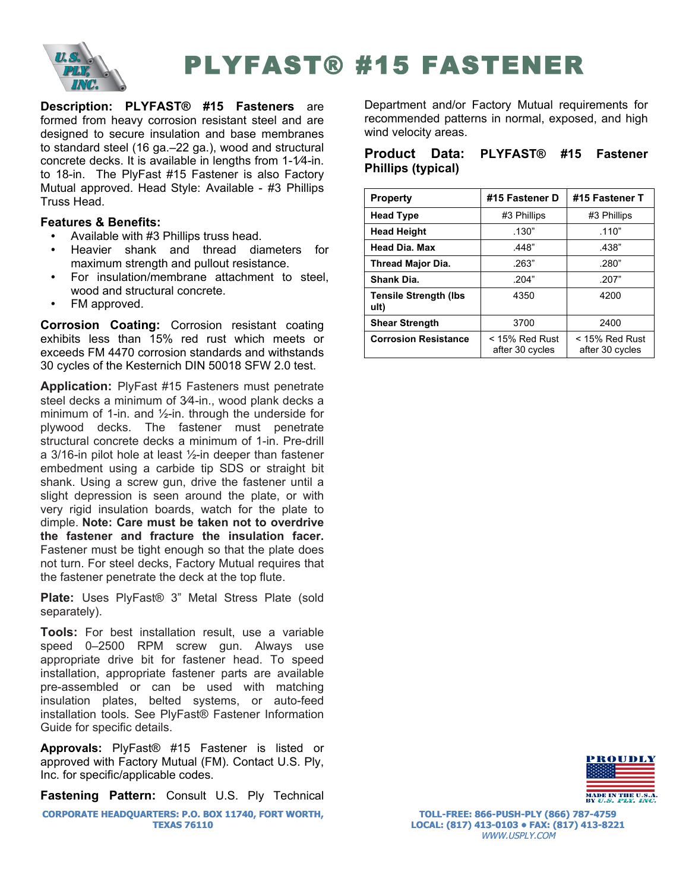# PLYFAST® #15 FASTENER

**Description: PLYFAST® #15 Fasteners** are formed from heavy corrosion resistant steel and are designed to secure insulation and base membranes to standard steel (16 ga.–22 ga.), wood and structural concrete decks. It is available in lengths from 1-1⁄4-in. to 18-in. The PlyFast #15 Fastener is also Factory Mutual approved. Head Style: Available - #3 Phillips Truss Head.

**Features & Benefits:**

- Available with #3 Phillips truss head.
- Heavier shank and thread diameters for maximum strength and pullout resistance.
- For insulation/membrane attachment to steel, wood and structural concrete.
- FM approved.

**Corrosion Coating:** Corrosion resistant coating exhibits less than 15% red rust which meets or exceeds FM 4470 corrosion standards and withstands 30 cycles of the Kesternich DIN 50018 SFW 2.0 test.

**Application:** PlyFast #15 Fasteners must penetrate steel decks a minimum of 3⁄4-in., wood plank decks a minimum of 1-in. and ½-in. through the underside for plywood decks. The fastener must penetrate structural concrete decks a minimum of 1-in. Pre-drill a 3/16-in pilot hole at least ½-in deeper than fastener embedment using a carbide tip SDS or straight bit shank. Using a screw gun, drive the fastener until a slight depression is seen around the plate, or with very rigid insulation boards, watch for the plate to dimple. **Note: Care must be taken not to overdrive the fastener and fracture the insulation facer.** Fastener must be tight enough so that the plate does not turn. For steel decks, Factory Mutual requires that the fastener penetrate the deck at the top flute.

**Plate:** Uses PlyFast® 3" Metal Stress Plate (sold separately).

**Tools:** For best installation result, use a variable speed 0–2500 RPM screw gun. Always use appropriate drive bit for fastener head. To speed installation, appropriate fastener parts are available pre-assembled or can be used with matching insulation plates, belted systems, or auto-feed installation tools. See PlyFast® Fastener Information Guide for specific details.

**Approvals:** PlyFast® #15 Fastener is listed or approved with Factory Mutual (FM). Contact U.S. Ply, Inc. for specific/applicable codes.

**Fastening Pattern:** Consult U.S. Ply Technical Department and/or Factory Mutual requirements for recommended patterns in normal, exposed, and high wind velocity areas.

**Product Data: PLYFAST® #15 Fastener Phillips (typical)**

| Property | #15 Fastener D | #15 Fastener T |
|---|---|---|
| Head Type | #3 Phillips | #3 Phillips |
| Head Height | .130" | .110" |
| Head Dia. Max | .448" | .438" |
| Thread Major Dia. | .263" | .280" |
| Shank Dia. | .204" | .207" |
| Tensile Strength (lbs ult) | 4350 | 4200 |
| Shear Strength | 3700 | 2400 |
| Corrosion Resistance | < 15% Red Rust after 30 cycles | < 15% Red Rust after 30 cycles |

PROUDLY MADE IN THE U.S.A. BY U.S. PLY, INC.

CORPORATE HEADQUARTERS: P.O. BOX 11740, FORT WORTH, TEXAS 76110

TOLL-FREE: 866-PUSH-PLY (866) 787-4759
LOCAL: (817) 413-0103 • FAX: (817) 413-8221
WWW.USPLY.COM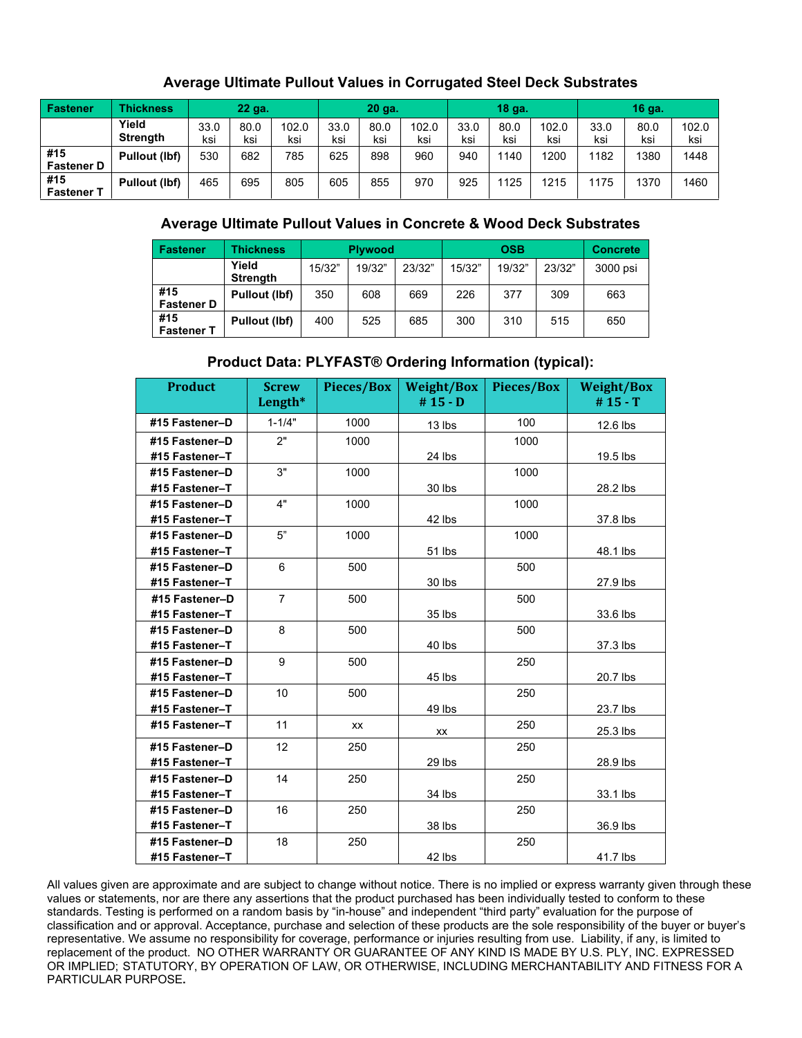## Average Ultimate Pullout Values in Corrugated Steel Deck Substrates

| Fastener | Thickness | 22 ga. | | | 20 ga. | | | 18 ga. | | | 16 ga. | | |
|---|---|---|---|---|---|---|---|---|---|---|---|---|---|
| | Yield Strength | 33.0 ksi | 80.0 ksi | 102.0 ksi | 33.0 ksi | 80.0 ksi | 102.0 ksi | 33.0 ksi | 80.0 ksi | 102.0 ksi | 33.0 ksi | 80.0 ksi | 102.0 ksi |
| #15 Fastener D | Pullout (lbf) | 530 | 682 | 785 | 625 | 898 | 960 | 940 | 1140 | 1200 | 1182 | 1380 | 1448 |
| #15 Fastener T | Pullout (lbf) | 465 | 695 | 805 | 605 | 855 | 970 | 925 | 1125 | 1215 | 1175 | 1370 | 1460 |

## Average Ultimate Pullout Values in Concrete & Wood Deck Substrates

| Fastener | Thickness | Plywood | | | OSB | | | Concrete |
|---|---|---|---|---|---|---|---|---|
| | Yield Strength | 15/32" | 19/32" | 23/32" | 15/32" | 19/32" | 23/32" | 3000 psi |
| #15 Fastener D | Pullout (lbf) | 350 | 608 | 669 | 226 | 377 | 309 | 663 |
| #15 Fastener T | Pullout (lbf) | 400 | 525 | 685 | 300 | 310 | 515 | 650 |

## Product Data: PLYFAST® Ordering Information (typical):

| Product | Screw Length* | Pieces/Box | Weight/Box # 15 - D | Pieces/Box | Weight/Box # 15 - T |
|---|---|---|---|---|---|
| #15 Fastener–D | 1-1/4" | 1000 | 13 lbs | 100 | 12.6 lbs |
| #15 Fastener–D<br>#15 Fastener–T | 2" | 1000 | 24 lbs | 1000 | 19.5 lbs |
| #15 Fastener–D<br>#15 Fastener–T | 3" | 1000 | 30 lbs | 1000 | 28.2 lbs |
| #15 Fastener–D<br>#15 Fastener–T | 4" | 1000 | 42 lbs | 1000 | 37.8 lbs |
| #15 Fastener–D<br>#15 Fastener–T | 5" | 1000 | 51 lbs | 1000 | 48.1 lbs |
| #15 Fastener–D<br>#15 Fastener–T | 6 | 500 | 30 lbs | 500 | 27.9 lbs |
| #15 Fastener–D<br>#15 Fastener–T | 7 | 500 | 35 lbs | 500 | 33.6 lbs |
| #15 Fastener–D<br>#15 Fastener–T | 8 | 500 | 40 lbs | 500 | 37.3 lbs |
| #15 Fastener–D<br>#15 Fastener–T | 9 | 500 | 45 lbs | 250 | 20.7 lbs |
| #15 Fastener–D<br>#15 Fastener–T | 10 | 500 | 49 lbs | 250 | 23.7 lbs |
| #15 Fastener–T | 11 | xx | xx | 250 | 25.3 lbs |
| #15 Fastener–D<br>#15 Fastener–T | 12 | 250 | 29 lbs | 250 | 28.9 lbs |
| #15 Fastener–D<br>#15 Fastener–T | 14 | 250 | 34 lbs | 250 | 33.1 lbs |
| #15 Fastener–D<br>#15 Fastener–T | 16 | 250 | 38 lbs | 250 | 36.9 lbs |
| #15 Fastener–D<br>#15 Fastener–T | 18 | 250 | 42 lbs | 250 | 41.7 lbs |

All values given are approximate and are subject to change without notice. There is no implied or express warranty given through these values or statements, nor are there any assertions that the product purchased has been individually tested to conform to these standards. Testing is performed on a random basis by "in-house" and independent "third party" evaluation for the purpose of classification and or approval. Acceptance, purchase and selection of these products are the sole responsibility of the buyer or buyer's representative. We assume no responsibility for coverage, performance or injuries resulting from use. Liability, if any, is limited to replacement of the product. NO OTHER WARRANTY OR GUARANTEE OF ANY KIND IS MADE BY U.S. PLY, INC. EXPRESSED OR IMPLIED; STATUTORY, BY OPERATION OF LAW, OR OTHERWISE, INCLUDING MERCHANTABILITY AND FITNESS FOR A PARTICULAR PURPOSE.